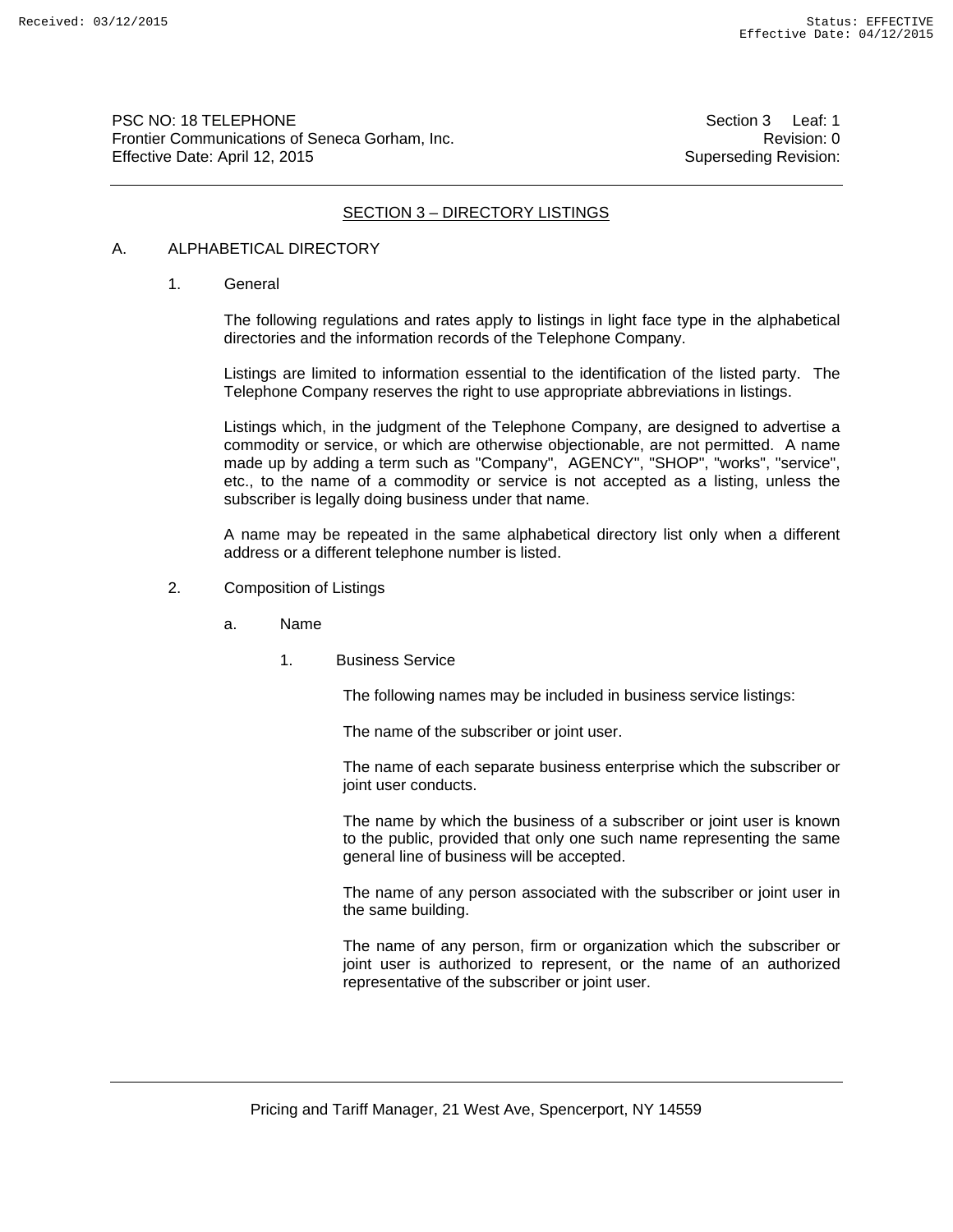PSC NO: 18 TELEPHONE
Frontier Communications of Seneca Gorham, Inc.
Effective Date: April 12, 2015

Section 3 Leaf: 1
Revision: 0
Superseding Revision:

## SECTION 3 – DIRECTORY LISTINGS

A. ALPHABETICAL DIRECTORY

1. General

The following regulations and rates apply to listings in light face type in the alphabetical directories and the information records of the Telephone Company.

Listings are limited to information essential to the identification of the listed party. The Telephone Company reserves the right to use appropriate abbreviations in listings.

Listings which, in the judgment of the Telephone Company, are designed to advertise a commodity or service, or which are otherwise objectionable, are not permitted. A name made up by adding a term such as "Company", AGENCY", "SHOP", "works", "service", etc., to the name of a commodity or service is not accepted as a listing, unless the subscriber is legally doing business under that name.

A name may be repeated in the same alphabetical directory list only when a different address or a different telephone number is listed.

2. Composition of Listings

a. Name

1. Business Service

The following names may be included in business service listings:

The name of the subscriber or joint user.

The name of each separate business enterprise which the subscriber or joint user conducts.

The name by which the business of a subscriber or joint user is known to the public, provided that only one such name representing the same general line of business will be accepted.

The name of any person associated with the subscriber or joint user in the same building.

The name of any person, firm or organization which the subscriber or joint user is authorized to represent, or the name of an authorized representative of the subscriber or joint user.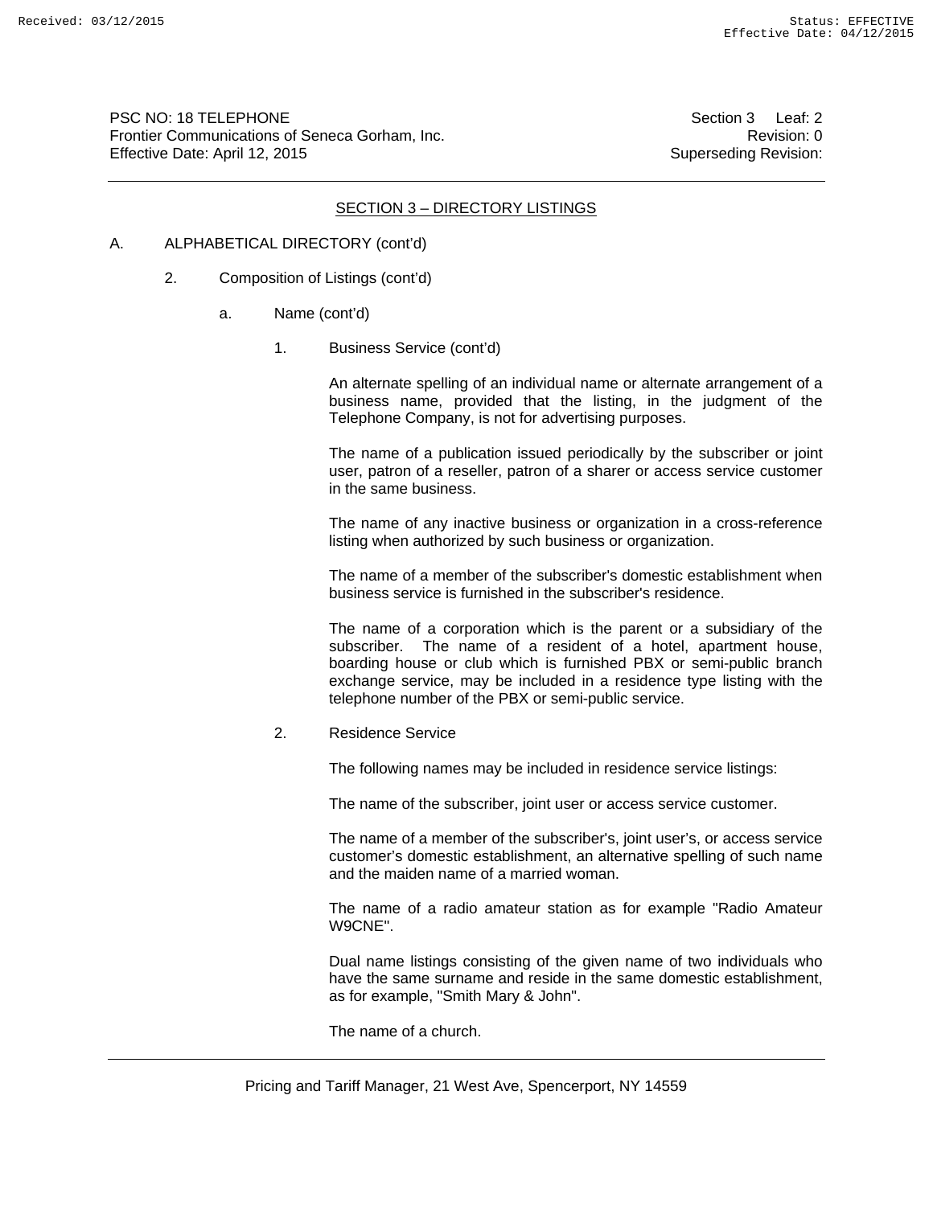PSC NO: 18 TELEPHONE
Frontier Communications of Seneca Gorham, Inc.
Effective Date: April 12, 2015

Section 3 Leaf: 2
Revision: 0
Superseding Revision:

## SECTION 3 – DIRECTORY LISTINGS

A. ALPHABETICAL DIRECTORY (cont'd)

2. Composition of Listings (cont'd)

a. Name (cont'd)

1. Business Service (cont'd)

An alternate spelling of an individual name or alternate arrangement of a business name, provided that the listing, in the judgment of the Telephone Company, is not for advertising purposes.

The name of a publication issued periodically by the subscriber or joint user, patron of a reseller, patron of a sharer or access service customer in the same business.

The name of any inactive business or organization in a cross-reference listing when authorized by such business or organization.

The name of a member of the subscriber's domestic establishment when business service is furnished in the subscriber's residence.

The name of a corporation which is the parent or a subsidiary of the subscriber. The name of a resident of a hotel, apartment house, boarding house or club which is furnished PBX or semi-public branch exchange service, may be included in a residence type listing with the telephone number of the PBX or semi-public service.

2. Residence Service

The following names may be included in residence service listings:

The name of the subscriber, joint user or access service customer.

The name of a member of the subscriber's, joint user's, or access service customer's domestic establishment, an alternative spelling of such name and the maiden name of a married woman.

The name of a radio amateur station as for example "Radio Amateur W9CNE".

Dual name listings consisting of the given name of two individuals who have the same surname and reside in the same domestic establishment, as for example, "Smith Mary & John".

The name of a church.

Pricing and Tariff Manager, 21 West Ave, Spencerport, NY 14559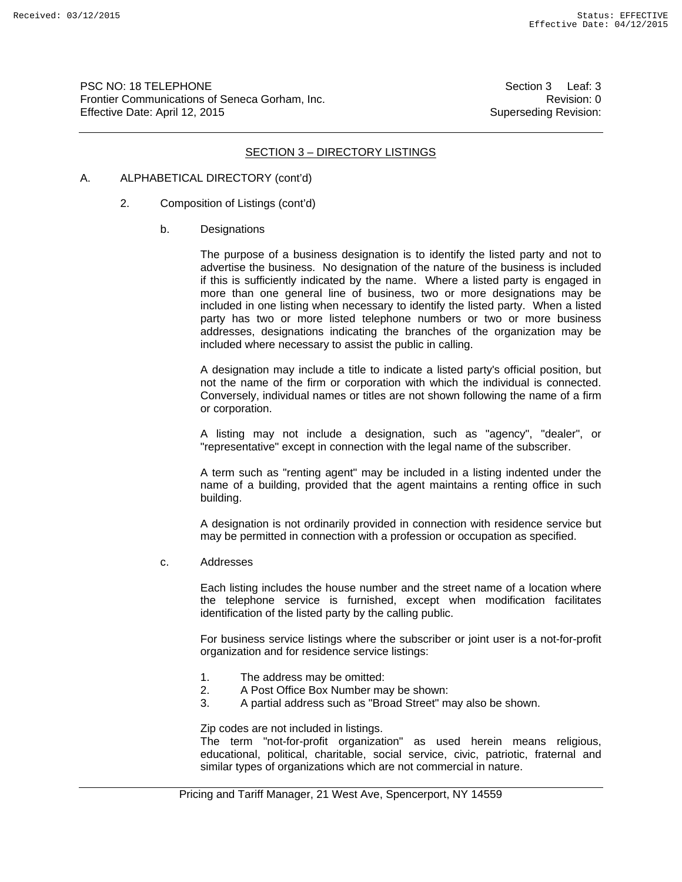## SECTION 3 – DIRECTORY LISTINGS

A. ALPHABETICAL DIRECTORY (cont'd)

2. Composition of Listings (cont'd)

b. Designations

The purpose of a business designation is to identify the listed party and not to advertise the business. No designation of the nature of the business is included if this is sufficiently indicated by the name. Where a listed party is engaged in more than one general line of business, two or more designations may be included in one listing when necessary to identify the listed party. When a listed party has two or more listed telephone numbers or two or more business addresses, designations indicating the branches of the organization may be included where necessary to assist the public in calling.

A designation may include a title to indicate a listed party's official position, but not the name of the firm or corporation with which the individual is connected. Conversely, individual names or titles are not shown following the name of a firm or corporation.

A listing may not include a designation, such as "agency", "dealer", or "representative" except in connection with the legal name of the subscriber.

A term such as "renting agent" may be included in a listing indented under the name of a building, provided that the agent maintains a renting office in such building.

A designation is not ordinarily provided in connection with residence service but may be permitted in connection with a profession or occupation as specified.

c. Addresses

Each listing includes the house number and the street name of a location where the telephone service is furnished, except when modification facilitates identification of the listed party by the calling public.

For business service listings where the subscriber or joint user is a not-for-profit organization and for residence service listings:

1. The address may be omitted:
2. A Post Office Box Number may be shown:
3. A partial address such as "Broad Street" may also be shown.

Zip codes are not included in listings.
The term "not-for-profit organization" as used herein means religious, educational, political, charitable, social service, civic, patriotic, fraternal and similar types of organizations which are not commercial in nature.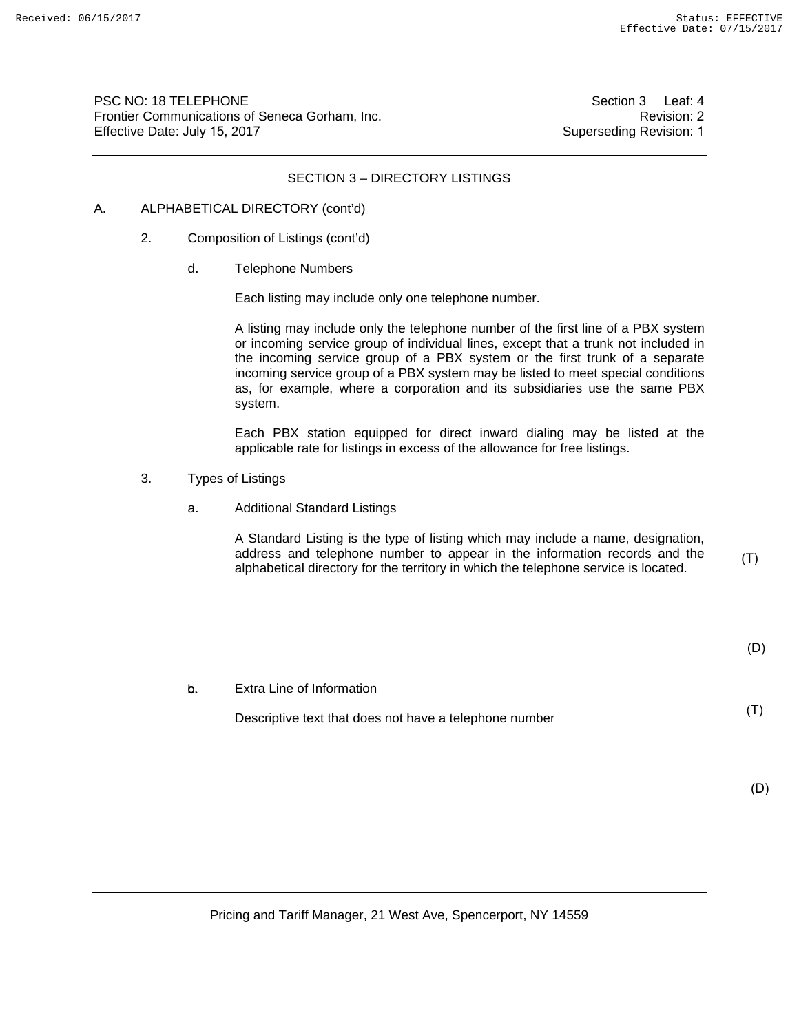PSC NO: 18 TELEPHONE
Frontier Communications of Seneca Gorham, Inc.
Effective Date: July 15, 2017

Section 3 Leaf: 4
Revision: 2
Superseding Revision: 1

## SECTION 3 – DIRECTORY LISTINGS

A. ALPHABETICAL DIRECTORY (cont'd)

2. Composition of Listings (cont'd)

d. Telephone Numbers

Each listing may include only one telephone number.

A listing may include only the telephone number of the first line of a PBX system or incoming service group of individual lines, except that a trunk not included in the incoming service group of a PBX system or the first trunk of a separate incoming service group of a PBX system may be listed to meet special conditions as, for example, where a corporation and its subsidiaries use the same PBX system.

Each PBX station equipped for direct inward dialing may be listed at the applicable rate for listings in excess of the allowance for free listings.

3. Types of Listings

a. Additional Standard Listings

A Standard Listing is the type of listing which may include a name, designation, address and telephone number to appear in the information records and the alphabetical directory for the territory in which the telephone service is located. (T)

(D)

b. Extra Line of Information

Descriptive text that does not have a telephone number (T)

(D)

Pricing and Tariff Manager, 21 West Ave, Spencerport, NY 14559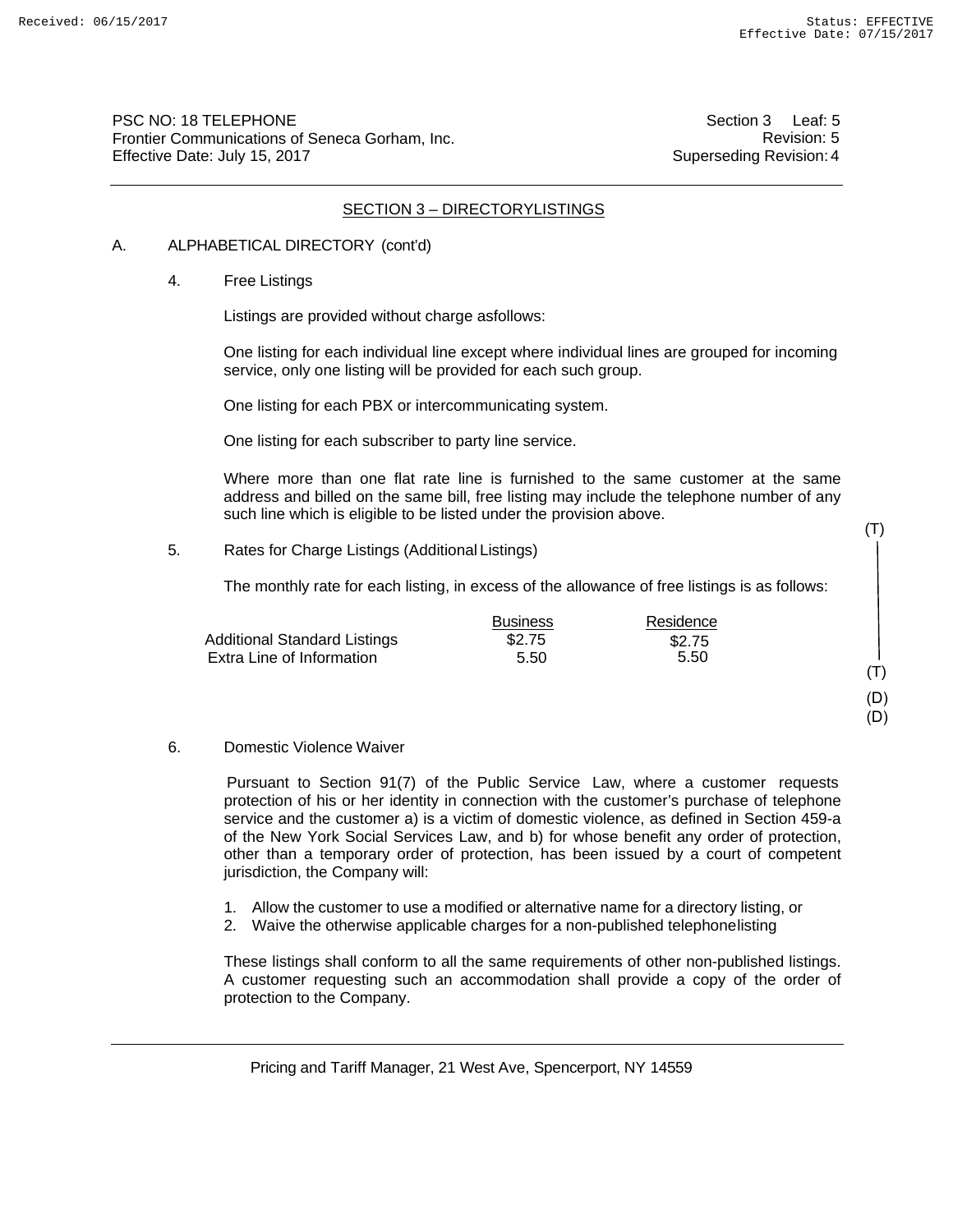PSC NO: 18 TELEPHONE
Frontier Communications of Seneca Gorham, Inc.
Effective Date: July 15, 2017

Section 3 Leaf: 5
Revision: 5
Superseding Revision: 4

## SECTION 3 – DIRECTORYLISTINGS

A. ALPHABETICAL DIRECTORY (cont'd)

4. Free Listings

Listings are provided without charge asfollows:

One listing for each individual line except where individual lines are grouped for incoming service, only one listing will be provided for each such group.

One listing for each PBX or intercommunicating system.

One listing for each subscriber to party line service.

Where more than one flat rate line is furnished to the same customer at the same address and billed on the same bill, free listing may include the telephone number of any such line which is eligible to be listed under the provision above.

5. Rates for Charge Listings (Additional Listings) (T)

The monthly rate for each listing, in excess of the allowance of free listings is as follows:

| | Business | Residence |
|---|---|---|
| Additional Standard Listings | $2.75 | $2.75 |
| Extra Line of Information | 5.50 | 5.50 |

(T)
(D)
(D)

6. Domestic Violence Waiver

Pursuant to Section 91(7) of the Public Service Law, where a customer requests protection of his or her identity in connection with the customer's purchase of telephone service and the customer a) is a victim of domestic violence, as defined in Section 459-a of the New York Social Services Law, and b) for whose benefit any order of protection, other than a temporary order of protection, has been issued by a court of competent jurisdiction, the Company will:

1. Allow the customer to use a modified or alternative name for a directory listing, or
2. Waive the otherwise applicable charges for a non-published telephonelisting

These listings shall conform to all the same requirements of other non-published listings. A customer requesting such an accommodation shall provide a copy of the order of protection to the Company.

Pricing and Tariff Manager, 21 West Ave, Spencerport, NY 14559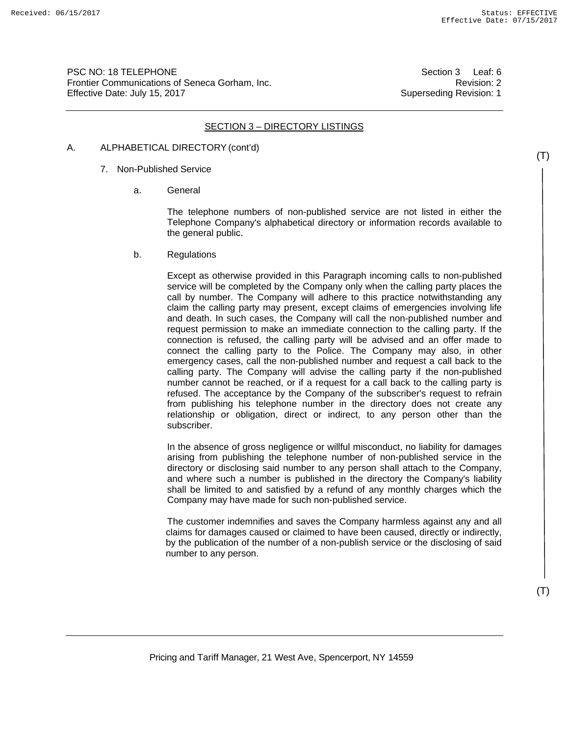PSC NO: 18 TELEPHONE Section 3 Leaf: 6
Frontier Communications of Seneca Gorham, Inc. Revision: 2
Effective Date: July 15, 2017 Superseding Revision: 1

## SECTION 3 – DIRECTORY LISTINGS

A. ALPHABETICAL DIRECTORY (cont'd)

(T)

7. Non-Published Service

a. General

The telephone numbers of non-published service are not listed in either the Telephone Company's alphabetical directory or information records available to the general public.

b. Regulations

Except as otherwise provided in this Paragraph incoming calls to non-published service will be completed by the Company only when the calling party places the call by number. The Company will adhere to this practice notwithstanding any claim the calling party may present, except claims of emergencies involving life and death. In such cases, the Company will call the non-published number and request permission to make an immediate connection to the calling party. If the connection is refused, the calling party will be advised and an offer made to connect the calling party to the Police. The Company may also, in other emergency cases, call the non-published number and request a call back to the calling party. The Company will advise the calling party if the non-published number cannot be reached, or if a request for a call back to the calling party is refused. The acceptance by the Company of the subscriber's request to refrain from publishing his telephone number in the directory does not create any relationship or obligation, direct or indirect, to any person other than the subscriber.

In the absence of gross negligence or willful misconduct, no liability for damages arising from publishing the telephone number of non-published service in the directory or disclosing said number to any person shall attach to the Company, and where such a number is published in the directory the Company's liability shall be limited to and satisfied by a refund of any monthly charges which the Company may have made for such non-published service.

The customer indemnifies and saves the Company harmless against any and all claims for damages caused or claimed to have been caused, directly or indirectly, by the publication of the number of a non-publish service or the disclosing of said number to any person.

(T)

Pricing and Tariff Manager, 21 West Ave, Spencerport, NY 14559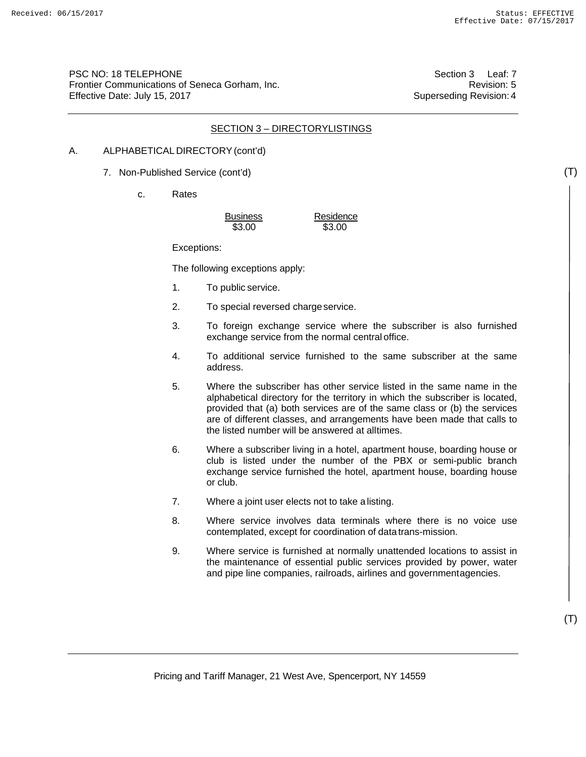## SECTION 3 – DIRECTORYLISTINGS

A. ALPHABETICAL DIRECTORY (cont'd)

7. Non-Published Service (cont'd) (T)

c. Rates

| Business | Residence |
|---|---|
| $3.00 | $3.00 |

Exceptions:

The following exceptions apply:

1. To public service.
2. To special reversed charge service.
3. To foreign exchange service where the subscriber is also furnished exchange service from the normal central office.
4. To additional service furnished to the same subscriber at the same address.
5. Where the subscriber has other service listed in the same name in the alphabetical directory for the territory in which the subscriber is located, provided that (a) both services are of the same class or (b) the services are of different classes, and arrangements have been made that calls to the listed number will be answered at alltimes.
6. Where a subscriber living in a hotel, apartment house, boarding house or club is listed under the number of the PBX or semi-public branch exchange service furnished the hotel, apartment house, boarding house or club.
7. Where a joint user elects not to take a listing.
8. Where service involves data terminals where there is no voice use contemplated, except for coordination of data trans-mission.
9. Where service is furnished at normally unattended locations to assist in the maintenance of essential public services provided by power, water and pipe line companies, railroads, airlines and governmentagencies.

(T)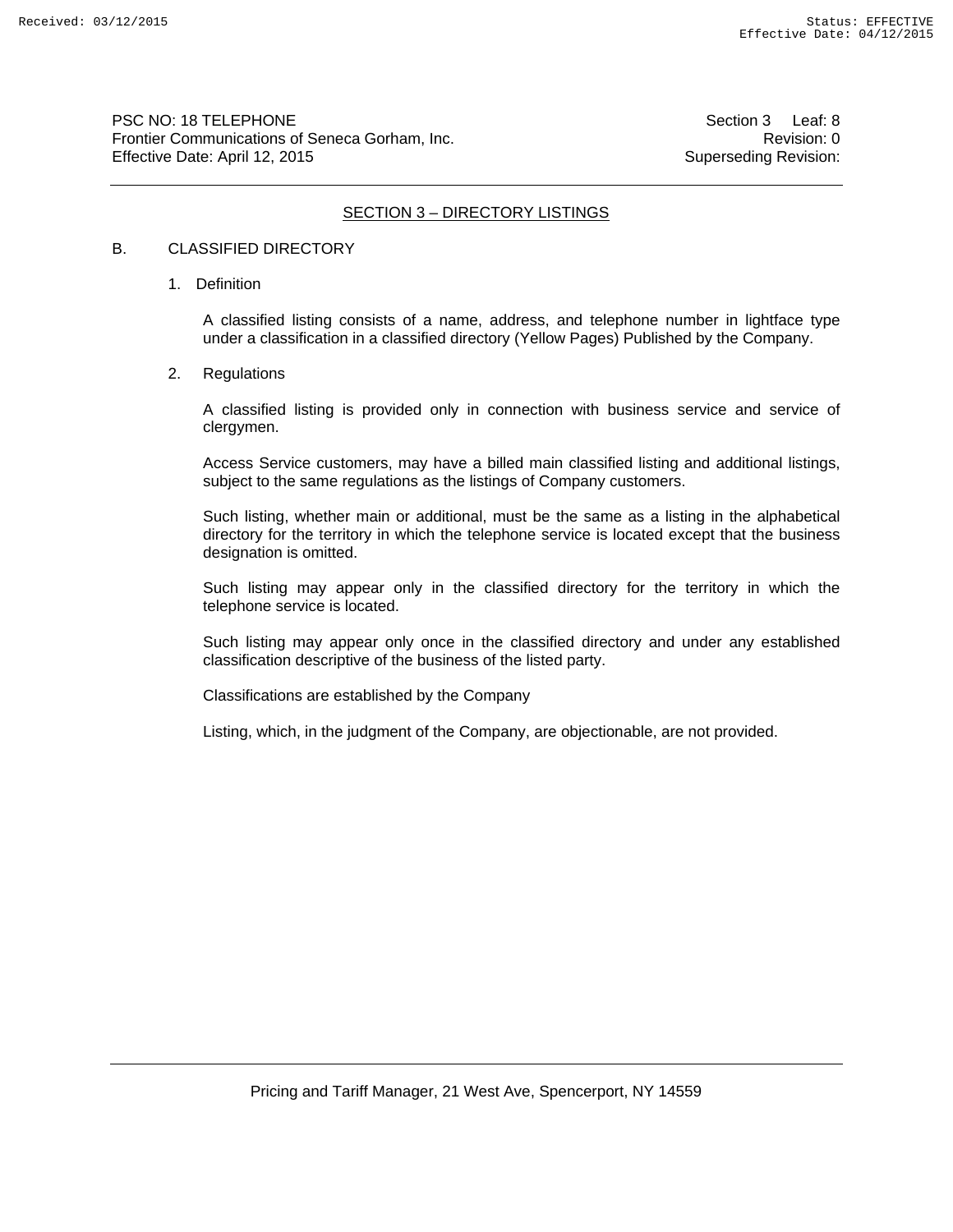PSC NO: 18 TELEPHONE Section 3 Leaf: 8
Frontier Communications of Seneca Gorham, Inc. Revision: 0
Effective Date: April 12, 2015 Superseding Revision:

## SECTION 3 – DIRECTORY LISTINGS

B. CLASSIFIED DIRECTORY

1. Definition

   A classified listing consists of a name, address, and telephone number in lightface type under a classification in a classified directory (Yellow Pages) Published by the Company.

2. Regulations

   A classified listing is provided only in connection with business service and service of clergymen.

   Access Service customers, may have a billed main classified listing and additional listings, subject to the same regulations as the listings of Company customers.

   Such listing, whether main or additional, must be the same as a listing in the alphabetical directory for the territory in which the telephone service is located except that the business designation is omitted.

   Such listing may appear only in the classified directory for the territory in which the telephone service is located.

   Such listing may appear only once in the classified directory and under any established classification descriptive of the business of the listed party.

   Classifications are established by the Company

   Listing, which, in the judgment of the Company, are objectionable, are not provided.

Pricing and Tariff Manager, 21 West Ave, Spencerport, NY 14559